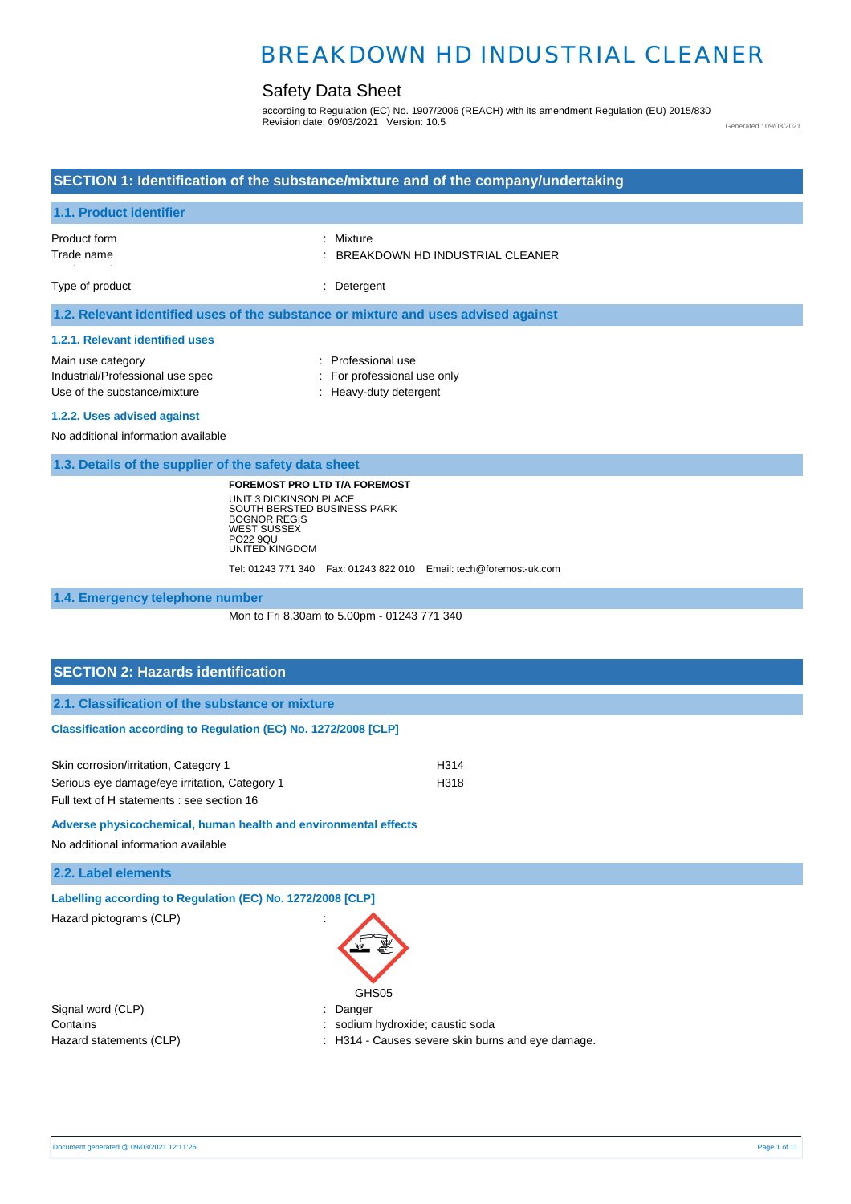# BREAKDOWN HD INDUSTRIAL CLEANER

## Safety Data Sheet

according to Regulation (EC) No. 1907/2006 (REACH) with its amendment Regulation (EU) 2015/830
Revision date: 09/03/2021 Version: 10.5

Generated : 09/03/2021

## SECTION 1: Identification of the substance/mixture and of the company/undertaking

### 1.1. Product identifier

Product form : Mixture
Trade name : BREAKDOWN HD INDUSTRIAL CLEANER

Type of product : Detergent

### 1.2. Relevant identified uses of the substance or mixture and uses advised against

#### 1.2.1. Relevant identified uses

Main use category : Professional use
Industrial/Professional use spec : For professional use only
Use of the substance/mixture : Heavy-duty detergent

#### 1.2.2. Uses advised against

No additional information available

### 1.3. Details of the supplier of the safety data sheet

**FOREMOST PRO LTD T/A FOREMOST**
UNIT 3 DICKINSON PLACE
SOUTH BERSTED BUSINESS PARK
BOGNOR REGIS
WEST SUSSEX
PO22 9QU
UNITED KINGDOM

Tel: 01243 771 340 Fax: 01243 822 010 Email: tech@foremost-uk.com

### 1.4. Emergency telephone number

Mon to Fri 8.30am to 5.00pm - 01243 771 340

## SECTION 2: Hazards identification

### 2.1. Classification of the substance or mixture

#### Classification according to Regulation (EC) No. 1272/2008 [CLP]

| | |
|---|---|
| Skin corrosion/irritation, Category 1 | H314 |
| Serious eye damage/eye irritation, Category 1 | H318 |

Full text of H statements : see section 16

#### Adverse physicochemical, human health and environmental effects

No additional information available

### 2.2. Label elements

#### Labelling according to Regulation (EC) No. 1272/2008 [CLP]

Hazard pictograms (CLP) :

GHS05

Signal word (CLP) : Danger
Contains : sodium hydroxide; caustic soda
Hazard statements (CLP) : H314 - Causes severe skin burns and eye damage.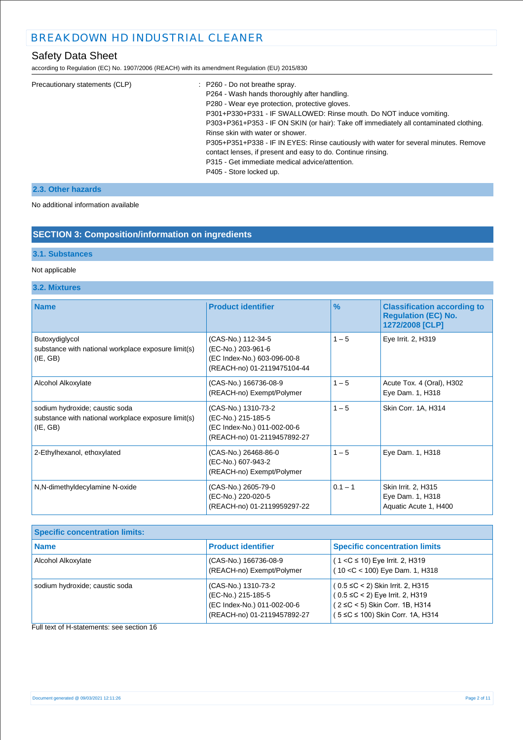Precautionary statements (CLP) : P260 - Do not breathe spray.
P264 - Wash hands thoroughly after handling.
P280 - Wear eye protection, protective gloves.
P301+P330+P331 - IF SWALLOWED: Rinse mouth. Do NOT induce vomiting.
P303+P361+P353 - IF ON SKIN (or hair): Take off immediately all contaminated clothing. Rinse skin with water or shower.
P305+P351+P338 - IF IN EYES: Rinse cautiously with water for several minutes. Remove contact lenses, if present and easy to do. Continue rinsing.
P315 - Get immediate medical advice/attention.
P405 - Store locked up.

### 2.3. Other hazards

No additional information available

## SECTION 3: Composition/information on ingredients

### 3.1. Substances

Not applicable

### 3.2. Mixtures

| Name | Product identifier | % | Classification according to Regulation (EC) No. 1272/2008 [CLP] |
|---|---|---|---|
| Butoxydiglycol<br>substance with national workplace exposure limit(s) (IE, GB) | (CAS-No.) 112-34-5<br>(EC-No.) 203-961-6<br>(EC Index-No.) 603-096-00-8<br>(REACH-no) 01-2119475104-44 | 1 – 5 | Eye Irrit. 2, H319 |
| Alcohol Alkoxylate | (CAS-No.) 166736-08-9<br>(REACH-no) Exempt/Polymer | 1 – 5 | Acute Tox. 4 (Oral), H302<br>Eye Dam. 1, H318 |
| sodium hydroxide; caustic soda<br>substance with national workplace exposure limit(s) (IE, GB) | (CAS-No.) 1310-73-2<br>(EC-No.) 215-185-5<br>(EC Index-No.) 011-002-00-6<br>(REACH-no) 01-2119457892-27 | 1 – 5 | Skin Corr. 1A, H314 |
| 2-Ethylhexanol, ethoxylated | (CAS-No.) 26468-86-0<br>(EC-No.) 607-943-2<br>(REACH-no) Exempt/Polymer | 1 – 5 | Eye Dam. 1, H318 |
| N,N-dimethyldecylamine N-oxide | (CAS-No.) 2605-79-0<br>(EC-No.) 220-020-5<br>(REACH-no) 01-2119959297-22 | 0.1 – 1 | Skin Irrit. 2, H315<br>Eye Dam. 1, H318<br>Aquatic Acute 1, H400 |

| Specific concentration limits: | | |
|---|---|---|
| **Name** | **Product identifier** | **Specific concentration limits** |
| Alcohol Alkoxylate | (CAS-No.) 166736-08-9<br>(REACH-no) Exempt/Polymer | ( 1 <C ≤ 10) Eye Irrit. 2, H319<br>( 10 <C < 100) Eye Dam. 1, H318 |
| sodium hydroxide; caustic soda | (CAS-No.) 1310-73-2<br>(EC-No.) 215-185-5<br>(EC Index-No.) 011-002-00-6<br>(REACH-no) 01-2119457892-27 | ( 0.5 ≤C < 2) Skin Irrit. 2, H315<br>( 0.5 ≤C < 2) Eye Irrit. 2, H319<br>( 2 ≤C < 5) Skin Corr. 1B, H314<br>( 5 ≤C ≤ 100) Skin Corr. 1A, H314 |

Full text of H-statements: see section 16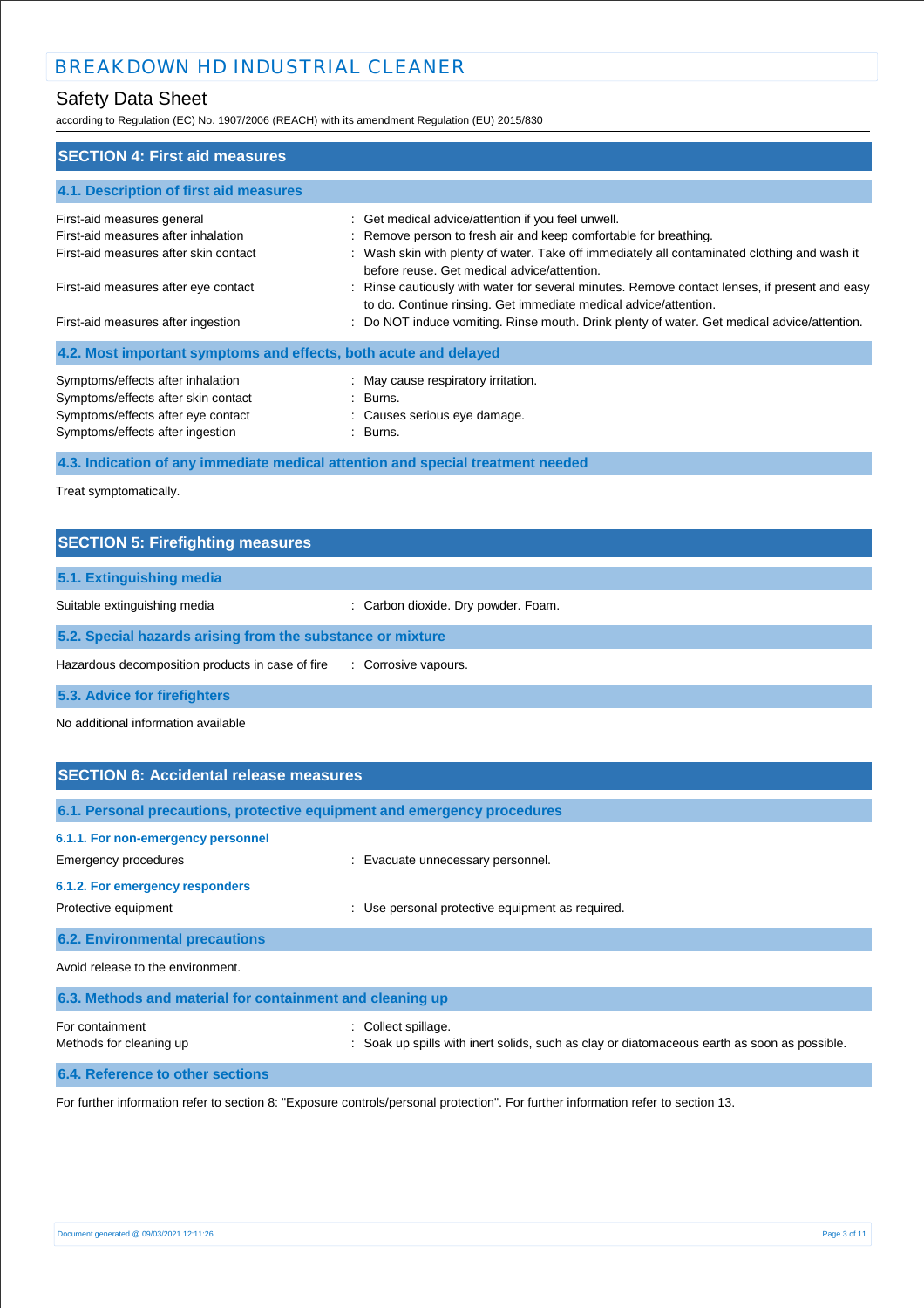## SECTION 4: First aid measures

### 4.1. Description of first aid measures

| | |
|---|---|
| First-aid measures general | : Get medical advice/attention if you feel unwell. |
| First-aid measures after inhalation | : Remove person to fresh air and keep comfortable for breathing. |
| First-aid measures after skin contact | : Wash skin with plenty of water. Take off immediately all contaminated clothing and wash it before reuse. Get medical advice/attention. |
| First-aid measures after eye contact | : Rinse cautiously with water for several minutes. Remove contact lenses, if present and easy to do. Continue rinsing. Get immediate medical advice/attention. |
| First-aid measures after ingestion | : Do NOT induce vomiting. Rinse mouth. Drink plenty of water. Get medical advice/attention. |

### 4.2. Most important symptoms and effects, both acute and delayed

| | |
|---|---|
| Symptoms/effects after inhalation | : May cause respiratory irritation. |
| Symptoms/effects after skin contact | : Burns. |
| Symptoms/effects after eye contact | : Causes serious eye damage. |
| Symptoms/effects after ingestion | : Burns. |

### 4.3. Indication of any immediate medical attention and special treatment needed

Treat symptomatically.

## SECTION 5: Firefighting measures

### 5.1. Extinguishing media

| | |
|---|---|
| Suitable extinguishing media | : Carbon dioxide. Dry powder. Foam. |

### 5.2. Special hazards arising from the substance or mixture

| | |
|---|---|
| Hazardous decomposition products in case of fire | : Corrosive vapours. |

### 5.3. Advice for firefighters

No additional information available

## SECTION 6: Accidental release measures

### 6.1. Personal precautions, protective equipment and emergency procedures

#### 6.1.1. For non-emergency personnel

| | |
|---|---|
| Emergency procedures | : Evacuate unnecessary personnel. |

#### 6.1.2. For emergency responders

| | |
|---|---|
| Protective equipment | : Use personal protective equipment as required. |

### 6.2. Environmental precautions

Avoid release to the environment.

### 6.3. Methods and material for containment and cleaning up

| | |
|---|---|
| For containment | : Collect spillage. |
| Methods for cleaning up | : Soak up spills with inert solids, such as clay or diatomaceous earth as soon as possible. |

### 6.4. Reference to other sections

For further information refer to section 8: "Exposure controls/personal protection". For further information refer to section 13.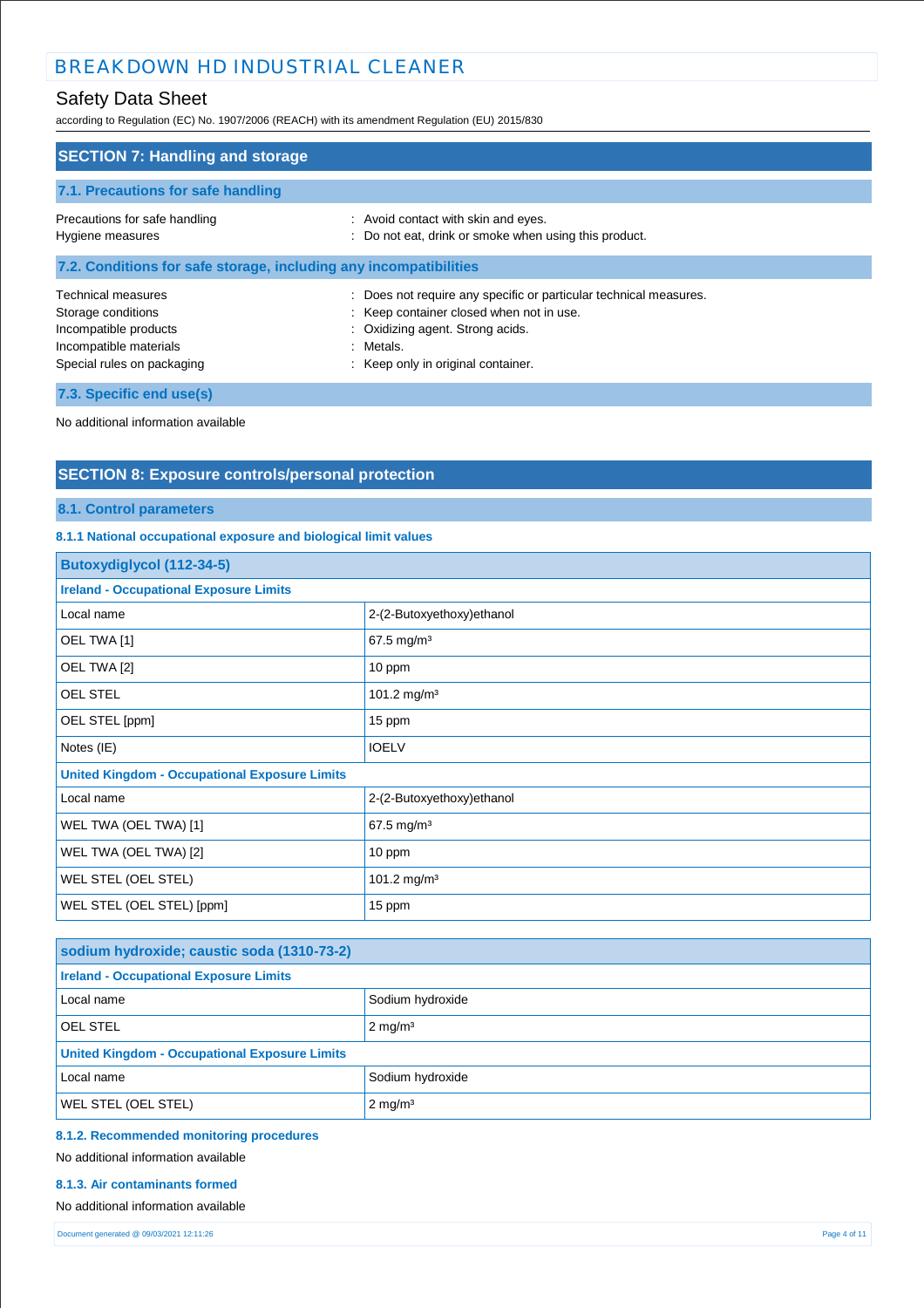## SECTION 7: Handling and storage

### 7.1. Precautions for safe handling

Precautions for safe handling : Avoid contact with skin and eyes.
Hygiene measures : Do not eat, drink or smoke when using this product.

### 7.2. Conditions for safe storage, including any incompatibilities

Technical measures : Does not require any specific or particular technical measures.
Storage conditions : Keep container closed when not in use.
Incompatible products : Oxidizing agent. Strong acids.
Incompatible materials : Metals.
Special rules on packaging : Keep only in original container.

### 7.3. Specific end use(s)

No additional information available

## SECTION 8: Exposure controls/personal protection

### 8.1. Control parameters

#### 8.1.1 National occupational exposure and biological limit values

| Butoxydiglycol (112-34-5) | |
|---|---|
| **Ireland - Occupational Exposure Limits** | |
| Local name | 2-(2-Butoxyethoxy)ethanol |
| OEL TWA [1] | 67.5 mg/m³ |
| OEL TWA [2] | 10 ppm |
| OEL STEL | 101.2 mg/m³ |
| OEL STEL [ppm] | 15 ppm |
| Notes (IE) | IOELV |
| **United Kingdom - Occupational Exposure Limits** | |
| Local name | 2-(2-Butoxyethoxy)ethanol |
| WEL TWA (OEL TWA) [1] | 67.5 mg/m³ |
| WEL TWA (OEL TWA) [2] | 10 ppm |
| WEL STEL (OEL STEL) | 101.2 mg/m³ |
| WEL STEL (OEL STEL) [ppm] | 15 ppm |

| sodium hydroxide; caustic soda (1310-73-2) | |
|---|---|
| **Ireland - Occupational Exposure Limits** | |
| Local name | Sodium hydroxide |
| OEL STEL | 2 mg/m³ |
| **United Kingdom - Occupational Exposure Limits** | |
| Local name | Sodium hydroxide |
| WEL STEL (OEL STEL) | 2 mg/m³ |

#### 8.1.2. Recommended monitoring procedures

No additional information available

#### 8.1.3. Air contaminants formed

No additional information available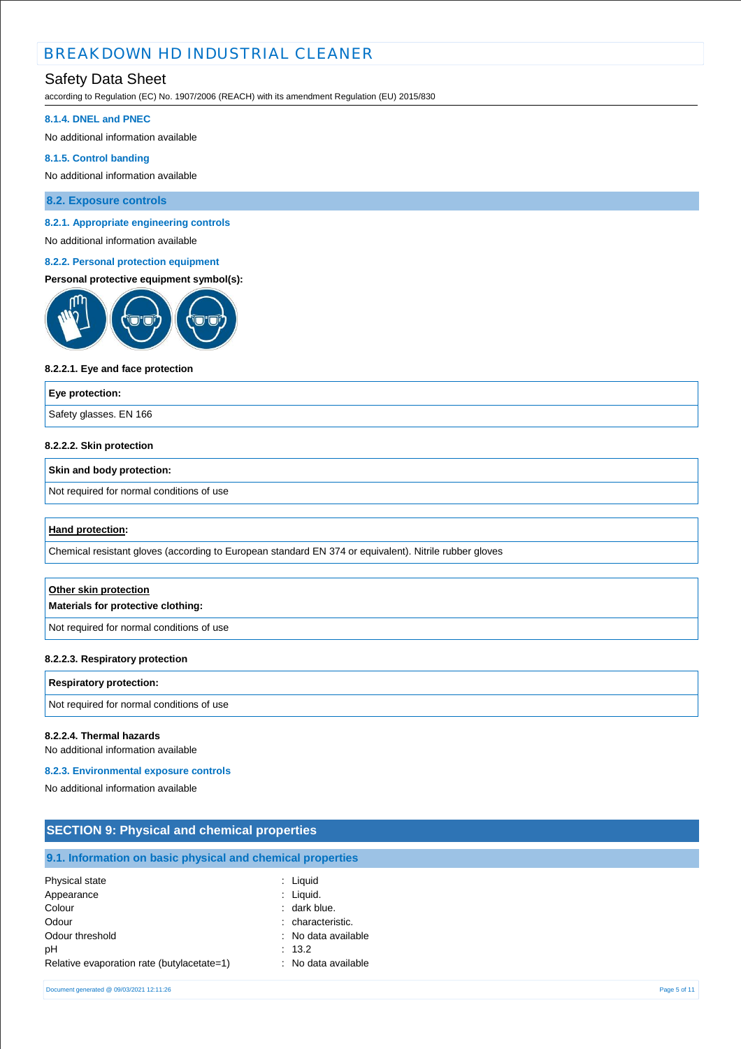#### 8.1.4. DNEL and PNEC

No additional information available

#### 8.1.5. Control banding

No additional information available

### 8.2. Exposure controls

#### 8.2.1. Appropriate engineering controls

No additional information available

#### 8.2.2. Personal protection equipment

**Personal protective equipment symbol(s):**

**8.2.2.1. Eye and face protection**

| Eye protection: |
|---|
| Safety glasses. EN 166 |

**8.2.2.2. Skin protection**

| Skin and body protection: |
|---|
| Not required for normal conditions of use |

| Hand protection: |
|---|
| Chemical resistant gloves (according to European standard EN 374 or equivalent). Nitrile rubber gloves |

| Other skin protection<br>Materials for protective clothing: |
|---|
| Not required for normal conditions of use |

**8.2.2.3. Respiratory protection**

| Respiratory protection: |
|---|
| Not required for normal conditions of use |

**8.2.2.4. Thermal hazards**

No additional information available

#### 8.2.3. Environmental exposure controls

No additional information available

## SECTION 9: Physical and chemical properties

### 9.1. Information on basic physical and chemical properties

| | |
|---|---|
| Physical state | : Liquid |
| Appearance | : Liquid. |
| Colour | : dark blue. |
| Odour | : characteristic. |
| Odour threshold | : No data available |
| pH | : 13.2 |
| Relative evaporation rate (butylacetate=1) | : No data available |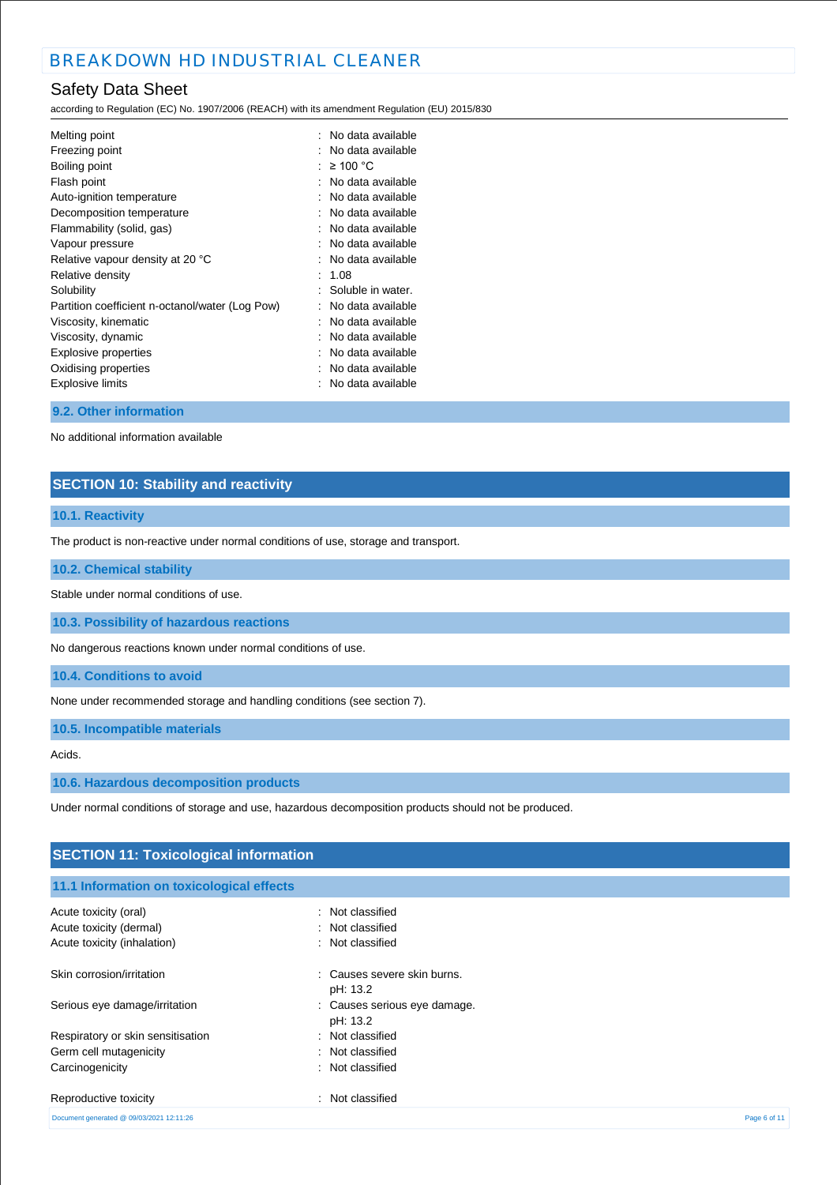| | |
|---|---|
| Melting point | : No data available |
| Freezing point | : No data available |
| Boiling point | : ≥ 100 °C |
| Flash point | : No data available |
| Auto-ignition temperature | : No data available |
| Decomposition temperature | : No data available |
| Flammability (solid, gas) | : No data available |
| Vapour pressure | : No data available |
| Relative vapour density at 20 °C | : No data available |
| Relative density | : 1.08 |
| Solubility | : Soluble in water. |
| Partition coefficient n-octanol/water (Log Pow) | : No data available |
| Viscosity, kinematic | : No data available |
| Viscosity, dynamic | : No data available |
| Explosive properties | : No data available |
| Oxidising properties | : No data available |
| Explosive limits | : No data available |

### 9.2. Other information

No additional information available

## SECTION 10: Stability and reactivity

### 10.1. Reactivity

The product is non-reactive under normal conditions of use, storage and transport.

### 10.2. Chemical stability

Stable under normal conditions of use.

### 10.3. Possibility of hazardous reactions

No dangerous reactions known under normal conditions of use.

### 10.4. Conditions to avoid

None under recommended storage and handling conditions (see section 7).

### 10.5. Incompatible materials

Acids.

### 10.6. Hazardous decomposition products

Under normal conditions of storage and use, hazardous decomposition products should not be produced.

## SECTION 11: Toxicological information

### 11.1 Information on toxicological effects

| | |
|---|---|
| Acute toxicity (oral) | : Not classified |
| Acute toxicity (dermal) | : Not classified |
| Acute toxicity (inhalation) | : Not classified |
| Skin corrosion/irritation | : Causes severe skin burns.<br>pH: 13.2 |
| Serious eye damage/irritation | : Causes serious eye damage.<br>pH: 13.2 |
| Respiratory or skin sensitisation | : Not classified |
| Germ cell mutagenicity | : Not classified |
| Carcinogenicity | : Not classified |
| Reproductive toxicity | : Not classified |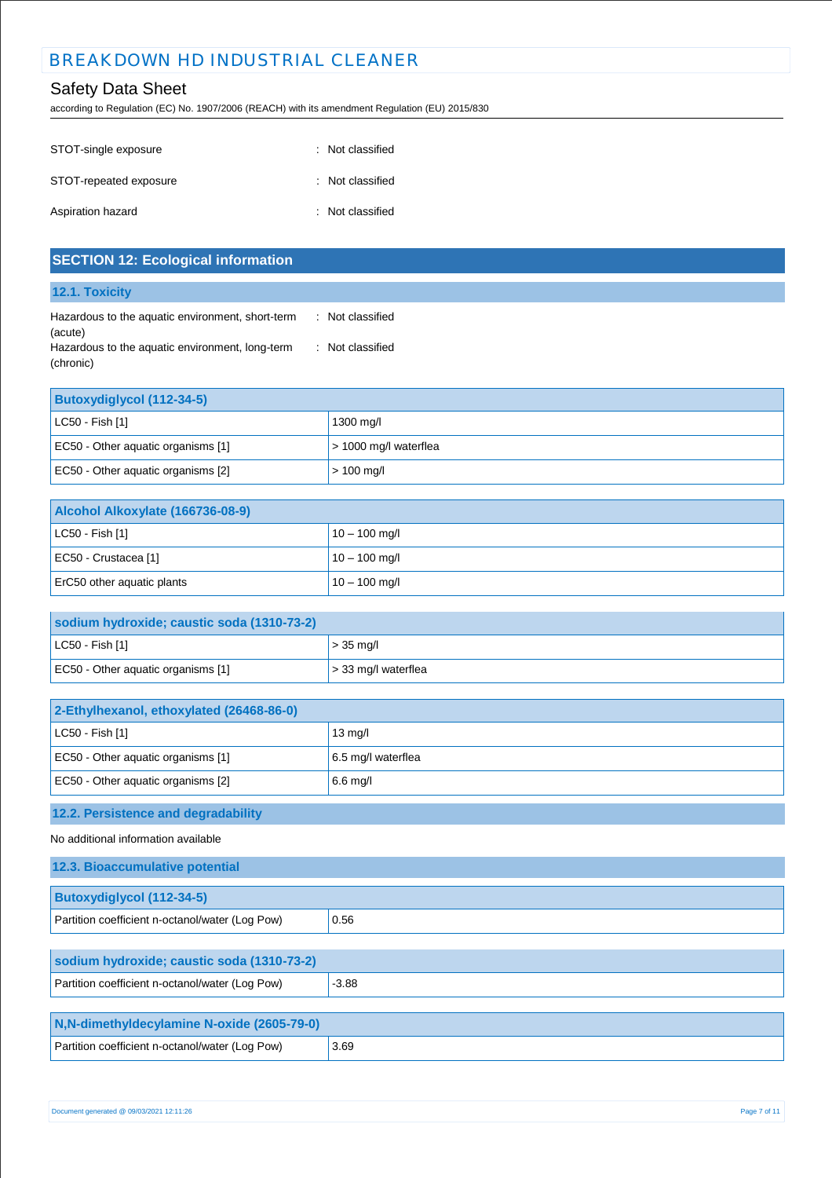| | |
|---|---|
| STOT-single exposure | : Not classified |
| STOT-repeated exposure | : Not classified |
| Aspiration hazard | : Not classified |

## SECTION 12: Ecological information

### 12.1. Toxicity

| | |
|---|---|
| Hazardous to the aquatic environment, short-term (acute) | : Not classified |
| Hazardous to the aquatic environment, long-term (chronic) | : Not classified |

| Butoxydiglycol (112-34-5) | |
|---|---|
| LC50 - Fish [1] | 1300 mg/l |
| EC50 - Other aquatic organisms [1] | > 1000 mg/l waterflea |
| EC50 - Other aquatic organisms [2] | > 100 mg/l |

| Alcohol Alkoxylate (166736-08-9) | |
|---|---|
| LC50 - Fish [1] | 10 – 100 mg/l |
| EC50 - Crustacea [1] | 10 – 100 mg/l |
| ErC50 other aquatic plants | 10 – 100 mg/l |

| sodium hydroxide; caustic soda (1310-73-2) | |
|---|---|
| LC50 - Fish [1] | > 35 mg/l |
| EC50 - Other aquatic organisms [1] | > 33 mg/l waterflea |

| 2-Ethylhexanol, ethoxylated (26468-86-0) | |
|---|---|
| LC50 - Fish [1] | 13 mg/l |
| EC50 - Other aquatic organisms [1] | 6.5 mg/l waterflea |
| EC50 - Other aquatic organisms [2] | 6.6 mg/l |

### 12.2. Persistence and degradability

No additional information available

### 12.3. Bioaccumulative potential

| Butoxydiglycol (112-34-5) | |
|---|---|
| Partition coefficient n-octanol/water (Log Pow) | 0.56 |

| sodium hydroxide; caustic soda (1310-73-2) | |
|---|---|
| Partition coefficient n-octanol/water (Log Pow) | -3.88 |

| N,N-dimethyldecylamine N-oxide (2605-79-0) | |
|---|---|
| Partition coefficient n-octanol/water (Log Pow) | 3.69 |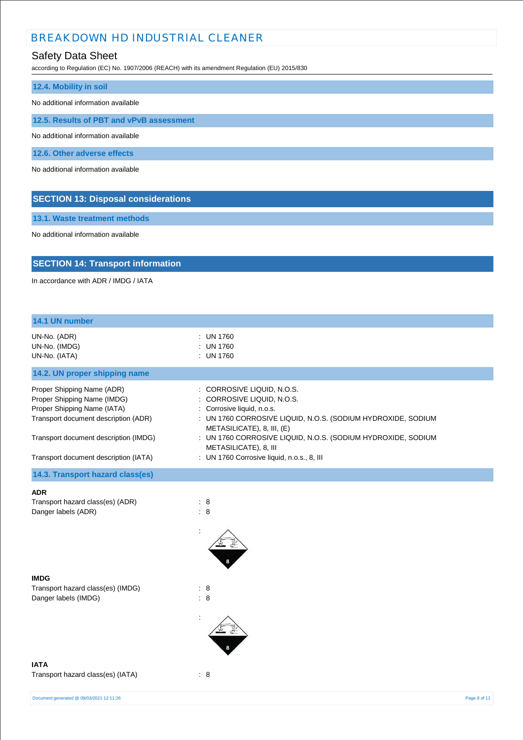#### 12.4. Mobility in soil

No additional information available

#### 12.5. Results of PBT and vPvB assessment

No additional information available

#### 12.6. Other adverse effects

No additional information available

## SECTION 13: Disposal considerations

#### 13.1. Waste treatment methods

No additional information available

## SECTION 14: Transport information

In accordance with ADR / IMDG / IATA

#### 14.1 UN number

| | |
|---|---|
| UN-No. (ADR) | : UN 1760 |
| UN-No. (IMDG) | : UN 1760 |
| UN-No. (IATA) | : UN 1760 |

#### 14.2. UN proper shipping name

| | |
|---|---|
| Proper Shipping Name (ADR) | : CORROSIVE LIQUID, N.O.S. |
| Proper Shipping Name (IMDG) | : CORROSIVE LIQUID, N.O.S. |
| Proper Shipping Name (IATA) | : Corrosive liquid, n.o.s. |
| Transport document description (ADR) | : UN 1760 CORROSIVE LIQUID, N.O.S. (SODIUM HYDROXIDE, SODIUM METASILICATE), 8, III, (E) |
| Transport document description (IMDG) | : UN 1760 CORROSIVE LIQUID, N.O.S. (SODIUM HYDROXIDE, SODIUM METASILICATE), 8, III |
| Transport document description (IATA) | : UN 1760 Corrosive liquid, n.o.s., 8, III |

#### 14.3. Transport hazard class(es)

**ADR**

| | |
|---|---|
| Transport hazard class(es) (ADR) | : 8 |
| Danger labels (ADR) | : 8 |
| | : |

**IMDG**

| | |
|---|---|
| Transport hazard class(es) (IMDG) | : 8 |
| Danger labels (IMDG) | : 8 |
| | : |

**IATA**

| | |
|---|---|
| Transport hazard class(es) (IATA) | : 8 |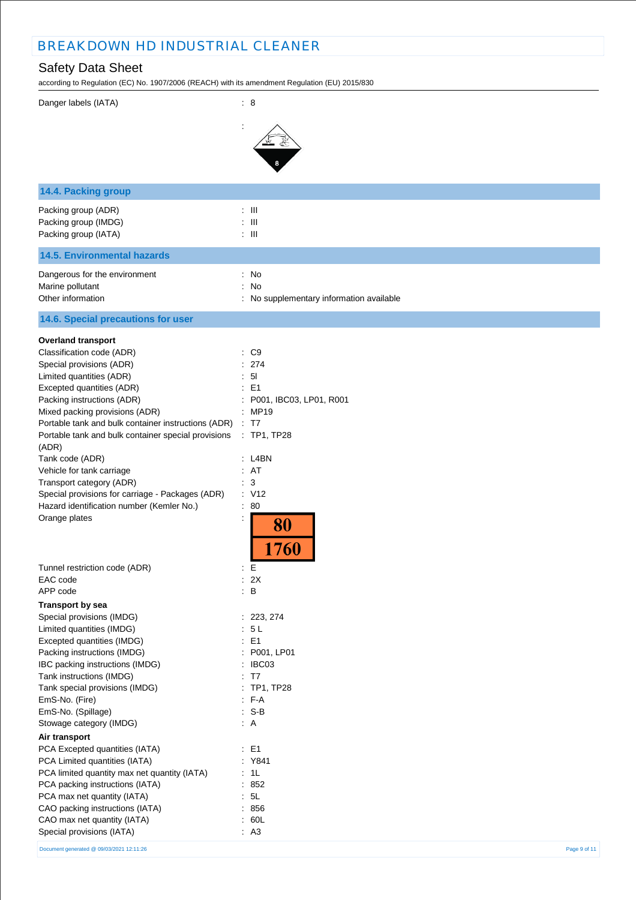Danger labels (IATA) : 8

:

## 14.4. Packing group

Packing group (ADR) : III
Packing group (IMDG) : III
Packing group (IATA) : III

## 14.5. Environmental hazards

Dangerous for the environment : No
Marine pollutant : No
Other information : No supplementary information available

## 14.6. Special precautions for user

**Overland transport**

Classification code (ADR) : C9
Special provisions (ADR) : 274
Limited quantities (ADR) : 5l
Excepted quantities (ADR) : E1
Packing instructions (ADR) : P001, IBC03, LP01, R001
Mixed packing provisions (ADR) : MP19
Portable tank and bulk container instructions (ADR) : T7
Portable tank and bulk container special provisions (ADR) : TP1, TP28
Tank code (ADR) : L4BN
Vehicle for tank carriage : AT
Transport category (ADR) : 3
Special provisions for carriage - Packages (ADR) : V12
Hazard identification number (Kemler No.) : 80
Orange plates :

| 80 |
|---|
| 1760 |

Tunnel restriction code (ADR) : E
EAC code : 2X
APP code : B

**Transport by sea**

Special provisions (IMDG) : 223, 274
Limited quantities (IMDG) : 5 L
Excepted quantities (IMDG) : E1
Packing instructions (IMDG) : P001, LP01
IBC packing instructions (IMDG) : IBC03
Tank instructions (IMDG) : T7
Tank special provisions (IMDG) : TP1, TP28
EmS-No. (Fire) : F-A
EmS-No. (Spillage) : S-B
Stowage category (IMDG) : A

**Air transport**

PCA Excepted quantities (IATA) : E1
PCA Limited quantities (IATA) : Y841
PCA limited quantity max net quantity (IATA) : 1L
PCA packing instructions (IATA) : 852
PCA max net quantity (IATA) : 5L
CAO packing instructions (IATA) : 856
CAO max net quantity (IATA) : 60L
Special provisions (IATA) : A3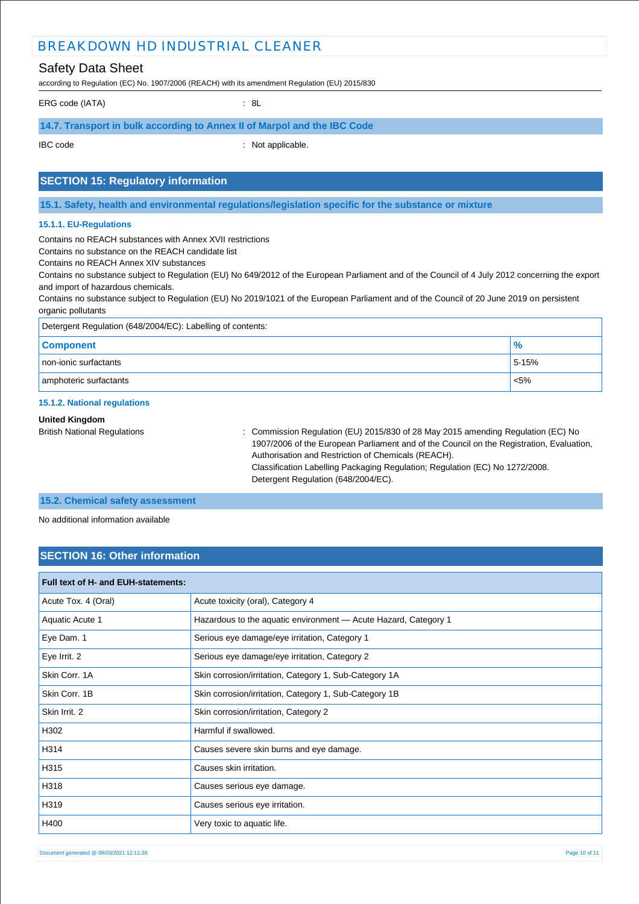ERG code (IATA) : 8L

### 14.7. Transport in bulk according to Annex II of Marpol and the IBC Code

IBC code : Not applicable.

## SECTION 15: Regulatory information

### 15.1. Safety, health and environmental regulations/legislation specific for the substance or mixture

#### 15.1.1. EU-Regulations

Contains no REACH substances with Annex XVII restrictions
Contains no substance on the REACH candidate list
Contains no REACH Annex XIV substances
Contains no substance subject to Regulation (EU) No 649/2012 of the European Parliament and of the Council of 4 July 2012 concerning the export and import of hazardous chemicals.
Contains no substance subject to Regulation (EU) No 2019/1021 of the European Parliament and of the Council of 20 June 2019 on persistent organic pollutants

Detergent Regulation (648/2004/EC): Labelling of contents:

| Component | % |
|---|---|
| non-ionic surfactants | 5-15% |
| amphoteric surfactants | <5% |

#### 15.1.2. National regulations

**United Kingdom**

British National Regulations : Commission Regulation (EU) 2015/830 of 28 May 2015 amending Regulation (EC) No 1907/2006 of the European Parliament and of the Council on the Registration, Evaluation, Authorisation and Restriction of Chemicals (REACH).
Classification Labelling Packaging Regulation; Regulation (EC) No 1272/2008.
Detergent Regulation (648/2004/EC).

### 15.2. Chemical safety assessment

No additional information available

## SECTION 16: Other information

| Full text of H- and EUH-statements: | |
|---|---|
| Acute Tox. 4 (Oral) | Acute toxicity (oral), Category 4 |
| Aquatic Acute 1 | Hazardous to the aquatic environment — Acute Hazard, Category 1 |
| Eye Dam. 1 | Serious eye damage/eye irritation, Category 1 |
| Eye Irrit. 2 | Serious eye damage/eye irritation, Category 2 |
| Skin Corr. 1A | Skin corrosion/irritation, Category 1, Sub-Category 1A |
| Skin Corr. 1B | Skin corrosion/irritation, Category 1, Sub-Category 1B |
| Skin Irrit. 2 | Skin corrosion/irritation, Category 2 |
| H302 | Harmful if swallowed. |
| H314 | Causes severe skin burns and eye damage. |
| H315 | Causes skin irritation. |
| H318 | Causes serious eye damage. |
| H319 | Causes serious eye irritation. |
| H400 | Very toxic to aquatic life. |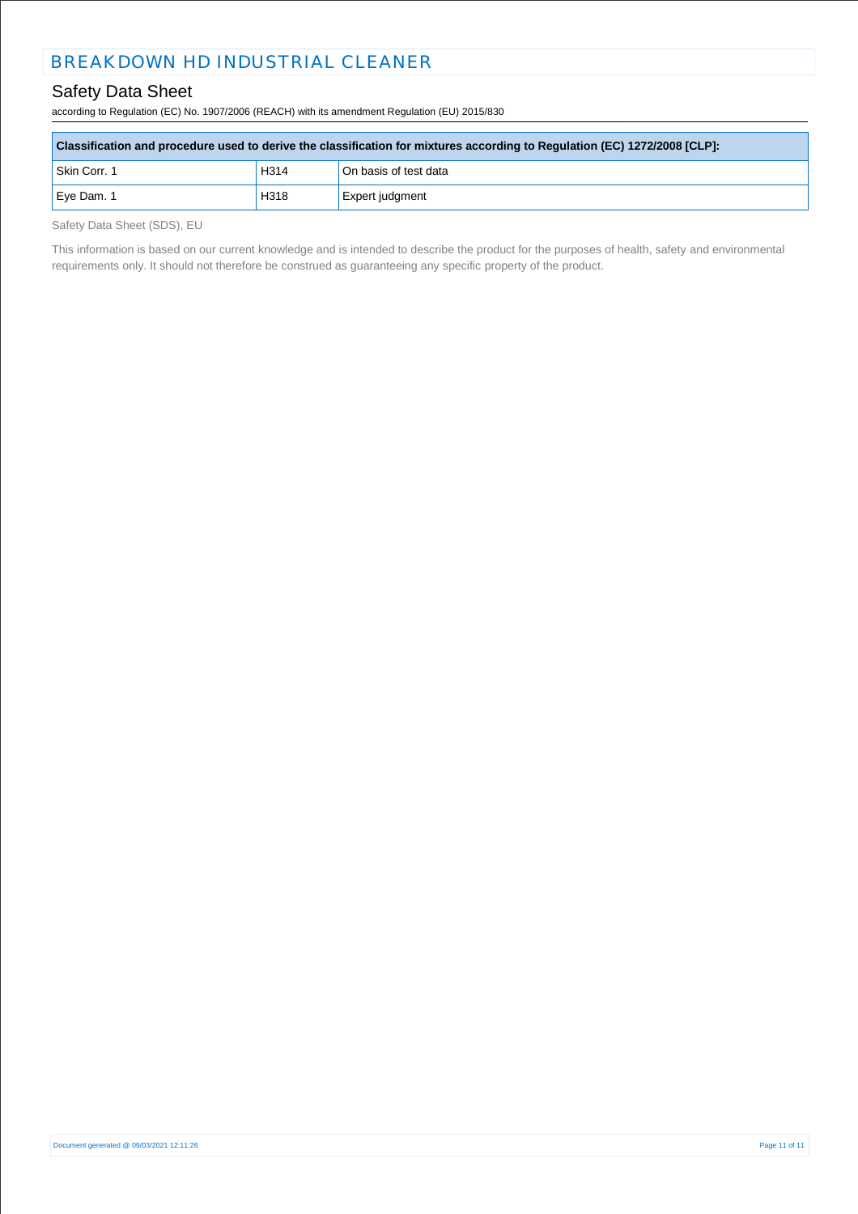| Classification and procedure used to derive the classification for mixtures according to Regulation (EC) 1272/2008 [CLP]: | | |
|---|---|---|
| Skin Corr. 1 | H314 | On basis of test data |
| Eye Dam. 1 | H318 | Expert judgment |

Safety Data Sheet (SDS), EU

This information is based on our current knowledge and is intended to describe the product for the purposes of health, safety and environmental requirements only. It should not therefore be construed as guaranteeing any specific property of the product.